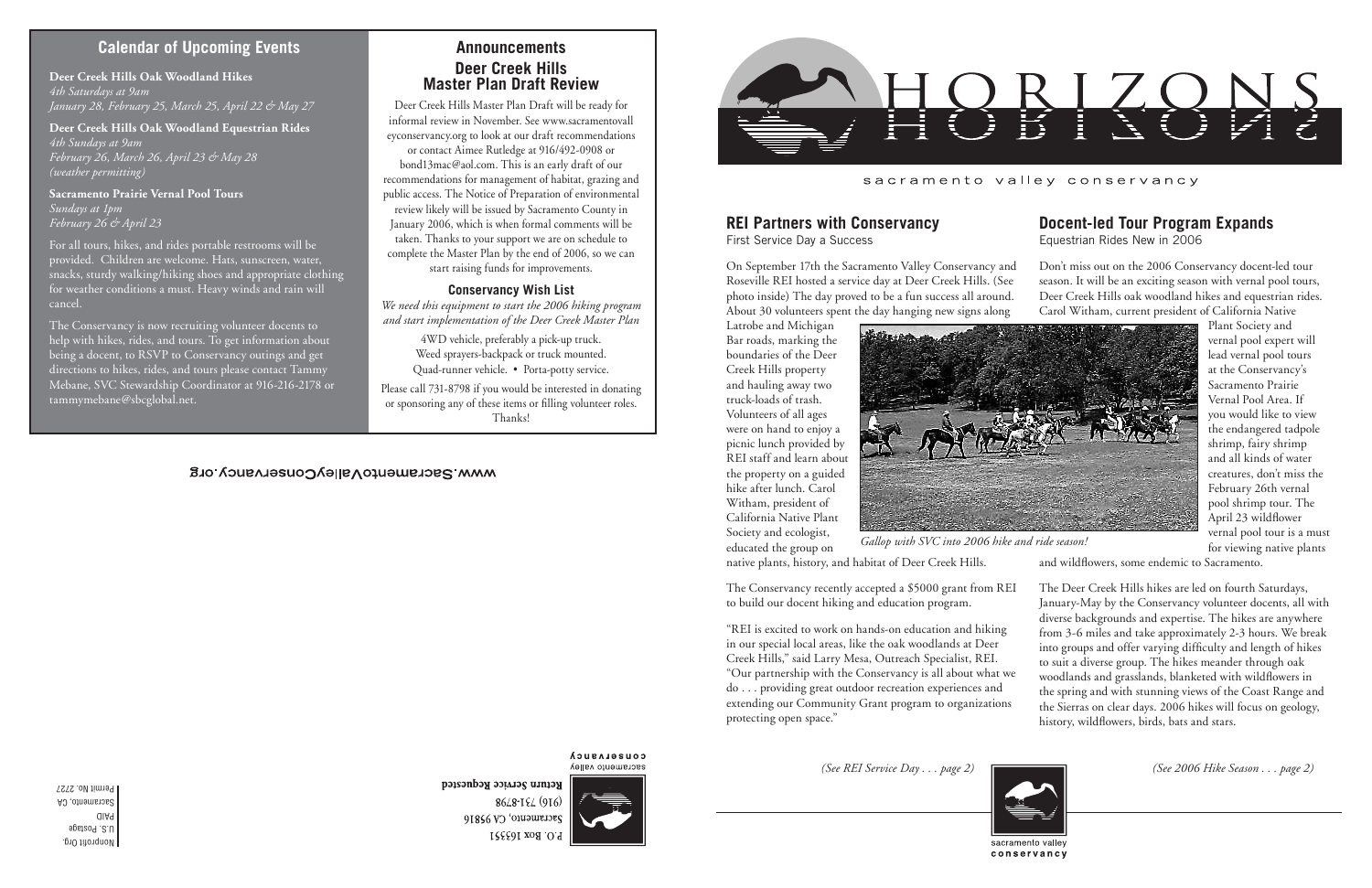## Calendar of Upcoming Events

**Deer Creek Hills Oak Woodland Hikes**
*4th Saturdays at 9am*
*January 28, February 25, March 25, April 22 & May 27*

**Deer Creek Hills Oak Woodland Equestrian Rides**
*4th Sundays at 9am*
*February 26, March 26, April 23 & May 28*
*(weather permitting)*

**Sacramento Prairie Vernal Pool Tours**
*Sundays at 1pm*
*February 26 & April 23*

For all tours, hikes, and rides portable restrooms will be provided. Children are welcome. Hats, sunscreen, water, snacks, sturdy walking/hiking shoes and appropriate clothing for weather conditions a must. Heavy winds and rain will cancel.

The Conservancy is now recruiting volunteer docents to help with hikes, rides, and tours. To get information about being a docent, to RSVP to Conservancy outings and get directions to hikes, rides, and tours please contact Tammy Mebane, SVC Stewardship Coordinator at 916-216-2178 or tammymebane@sbcglobal.net.

## Announcements

### Deer Creek Hills Master Plan Draft Review

Deer Creek Hills Master Plan Draft will be ready for informal review in November. See www.sacramentovalleyconservancy.org to look at our draft recommendations or contact Aimee Rutledge at 916/492-0908 or bond13mac@aol.com. This is an early draft of our recommendations for management of habitat, grazing and public access. The Notice of Preparation of environmental review likely will be issued by Sacramento County in January 2006, which is when formal comments will be taken. Thanks to your support we are on schedule to complete the Master Plan by the end of 2006, so we can start raising funds for improvements.

### Conservancy Wish List

*We need this equipment to start the 2006 hiking program and start implementation of the Deer Creek Master Plan*

4WD vehicle, preferably a pick-up truck.
Weed sprayers-backpack or truck mounted.
Quad-runner vehicle. • Porta-potty service.

Please call 731-8798 if you would be interested in donating or sponsoring any of these items or filling volunteer roles. Thanks!

www.SacramentoValleyConservancy.org

P.O. Box 163351
Sacramento, CA 95816
(916) 731-8798
**Return Service Requested**

sacramento valley conservancy

Nonprofit Org.
U.S. Postage
PAID
Sacramento, CA
Permit No. 2727

# HORIZONS

sacramento valley conservancy

## REI Partners with Conservancy

First Service Day a Success

On September 17th the Sacramento Valley Conservancy and Roseville REI hosted a service day at Deer Creek Hills. (See photo inside) The day proved to be a fun success all around. About 30 volunteers spent the day hanging new signs along Latrobe and Michigan Bar roads, marking the boundaries of the Deer Creek Hills property and hauling away two truck-loads of trash. Volunteers of all ages were on hand to enjoy a picnic lunch provided by REI staff and learn about the property on a guided hike after lunch. Carol Witham, president of California Native Plant Society and ecologist, educated the group on native plants, history, and habitat of Deer Creek Hills.

The Conservancy recently accepted a $5000 grant from REI to build our docent hiking and education program.

"REI is excited to work on hands-on education and hiking in our special local areas, like the oak woodlands at Deer Creek Hills," said Larry Mesa, Outreach Specialist, REI. "Our partnership with the Conservancy is all about what we do . . . providing great outdoor recreation experiences and extending our Community Grant program to organizations protecting open space."

*(See REI Service Day . . . page 2)*

*Gallop with SVC into 2006 hike and ride season!*

## Docent-led Tour Program Expands

Equestrian Rides New in 2006

Don't miss out on the 2006 Conservancy docent-led tour season. It will be an exciting season with vernal pool tours, Deer Creek Hills oak woodland hikes and equestrian rides. Carol Witham, current president of California Native Plant Society and vernal pool expert will lead vernal pool tours at the Conservancy's Sacramento Prairie Vernal Pool Area. If you would like to view the endangered tadpole shrimp, fairy shrimp and all kinds of water creatures, don't miss the February 26th vernal pool shrimp tour. The April 23 wildflower vernal pool tour is a must for viewing native plants and wildflowers, some endemic to Sacramento.

The Deer Creek Hills hikes are led on fourth Saturdays, January-May by the Conservancy volunteer docents, all with diverse backgrounds and expertise. The hikes are anywhere from 3-6 miles and take approximately 2-3 hours. We break into groups and offer varying difficulty and length of hikes to suit a diverse group. The hikes meander through oak woodlands and grasslands, blanketed with wildflowers in the spring and with stunning views of the Coast Range and the Sierras on clear days. 2006 hikes will focus on geology, history, wildflowers, birds, bats and stars.

*(See 2006 Hike Season . . . page 2)*

sacramento valley conservancy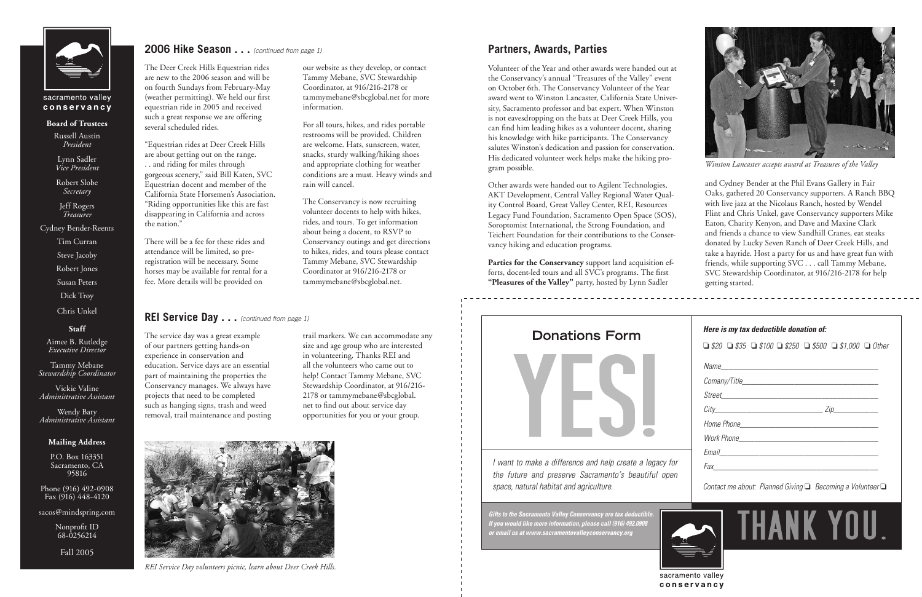sacramento valley
**conservancy**

**Board of Trustees**

Russell Austin
*President*

Lynn Sadler
*Vice President*

Robert Slobe
*Secretary*

Jeff Rogers
*Treasurer*

Cydney Bender-Reents

Tim Curran

Steve Jacoby

Robert Jones

Susan Peters

Dick Troy

Chris Unkel

**Staff**

Aimee B. Rutledge
*Executive Director*

Tammy Mebane
*Stewardship Coordinator*

Vickie Valine
*Administrative Assistant*

Wendy Baty
*Administrative Assistant*

**Mailing Address**

P.O. Box 163351
Sacramento, CA
95816

Phone (916) 492-0908
Fax (916) 448-4120

sacos@mindspring.com

Nonprofit ID
68-0256214

Fall 2005

## 2006 Hike Season . . . *(continued from page 1)*

The Deer Creek Hills Equestrian rides are new to the 2006 season and will be on fourth Sundays from February-May (weather permitting). We held our first equestrian ride in 2005 and received such a great response we are offering several scheduled rides.

"Equestrian rides at Deer Creek Hills are about getting out on the range. . . and riding for miles through gorgeous scenery," said Bill Katen, SVC Equestrian docent and member of the California State Horsemen's Association. "Riding opportunities like this are fast disappearing in California and across the nation."

There will be a fee for these rides and attendance will be limited, so pre-registration will be necessary. Some horses may be available for rental for a fee. More details will be provided on our website as they develop, or contact Tammy Mebane, SVC Stewardship Coordinator, at 916/216-2178 or tammymebane@sbcglobal.net for more information.

For all tours, hikes, and rides portable restrooms will be provided. Children are welcome. Hats, sunscreen, water, snacks, sturdy walking/hiking shoes and appropriate clothing for weather conditions are a must. Heavy winds and rain will cancel.

The Conservancy is now recruiting volunteer docents to help with hikes, rides, and tours. To get information about being a docent, to RSVP to Conservancy outings and get directions to hikes, rides, and tours please contact Tammy Mebane, SVC Stewardship Coordinator at 916/216-2178 or tammymebane@sbcglobal.net.

## REI Service Day . . . *(continued from page 1)*

The service day was a great example of our partners getting hands-on experience in conservation and education. Service days are an essential part of maintaining the properties the Conservancy manages. We always have projects that need to be completed such as hanging signs, trash and weed removal, trail maintenance and posting trail markers. We can accommodate any size and age group who are interested in volunteering. Thanks REI and all the volunteers who came out to help! Contact Tammy Mebane, SVC Stewardship Coordinator, at 916/216-2178 or tammymebane@sbcglobal.net to find out about service day opportunities for you or your group.

*REI Service Day volunteers picnic, learn about Deer Creek Hills.*

## Partners, Awards, Parties

Volunteer of the Year and other awards were handed out at the Conservancy's annual "Treasures of the Valley" event on October 6th. The Conservancy Volunteer of the Year award went to Winston Lancaster, California State University, Sacramento professor and bat expert. When Winston is not eavesdropping on the bats at Deer Creek Hills, you can find him leading hikes as a volunteer docent, sharing his knowledge with hike participants. The Conservancy salutes Winston's dedication and passion for conservation. His dedicated volunteer work helps make the hiking program possible.

*Winston Lancaster accepts award at Treasures of the Valley*

Other awards were handed out to Agilent Technologies, AKT Development, Central Valley Regional Water Quality Control Board, Great Valley Center, REI, Resources Legacy Fund Foundation, Sacramento Open Space (SOS), Soroptimist International, the Strong Foundation, and Teichert Foundation for their contributions to the Conservancy hiking and education programs.

**Parties for the Conservancy** support land acquisition efforts, docent-led tours and all SVC's programs. The first **"Pleasures of the Valley"** party, hosted by Lynn Sadler and Cydney Bender at the Phil Evans Gallery in Fair Oaks, gathered 20 Conservancy supporters. A Ranch BBQ with live jazz at the Nicolaus Ranch, hosted by Wendel Flint and Chris Unkel, gave Conservancy supporters Mike Eaton, Charity Kenyon, and Dave and Maxine Clark and friends a chance to view Sandhill Cranes, eat steaks donated by Lucky Seven Ranch of Deer Creek Hills, and take a hayride. Host a party for us and have great fun with friends, while supporting SVC . . . call Tammy Mebane, SVC Stewardship Coordinator, at 916/216-2178 for help getting started.

## Donations Form

# YES!

*I want to make a difference and help create a legacy for the future and preserve Sacramento's beautiful open space, natural habitat and agriculture.*

***Gifts to the Sacramento Valley Conservancy are tax deductible. If you would like more information, please call (916) 492.0908 or email us at www.sacramentovalleyconservancy.org***

***Here is my tax deductible donation of:***

❑ $20 ❑ $35 ❑ $100 ❑ $250 ❑ $500 ❑ $1,000 ❑ Other

Name\_\_\_\_\_\_\_\_\_\_\_\_\_\_\_\_\_\_\_\_\_\_\_\_\_\_\_\_\_\_\_\_

Comany/Title\_\_\_\_\_\_\_\_\_\_\_\_\_\_\_\_\_\_\_\_\_\_\_\_\_\_\_\_

Street\_\_\_\_\_\_\_\_\_\_\_\_\_\_\_\_\_\_\_\_\_\_\_\_\_\_\_\_\_\_\_\_

City\_\_\_\_\_\_\_\_\_\_\_\_\_\_\_\_\_\_\_\_ Zip\_\_\_\_\_\_\_\_\_\_

Home Phone\_\_\_\_\_\_\_\_\_\_\_\_\_\_\_\_\_\_\_\_\_\_\_\_\_\_\_\_

Work Phone\_\_\_\_\_\_\_\_\_\_\_\_\_\_\_\_\_\_\_\_\_\_\_\_\_\_\_\_

Email\_\_\_\_\_\_\_\_\_\_\_\_\_\_\_\_\_\_\_\_\_\_\_\_\_\_\_\_\_\_\_\_

Fax\_\_\_\_\_\_\_\_\_\_\_\_\_\_\_\_\_\_\_\_\_\_\_\_\_\_\_\_\_\_\_\_\_\_

Contact me about: Planned Giving ❑ Becoming a Volunteer ❑

# THANK YOU.

sacramento valley
**conservancy**